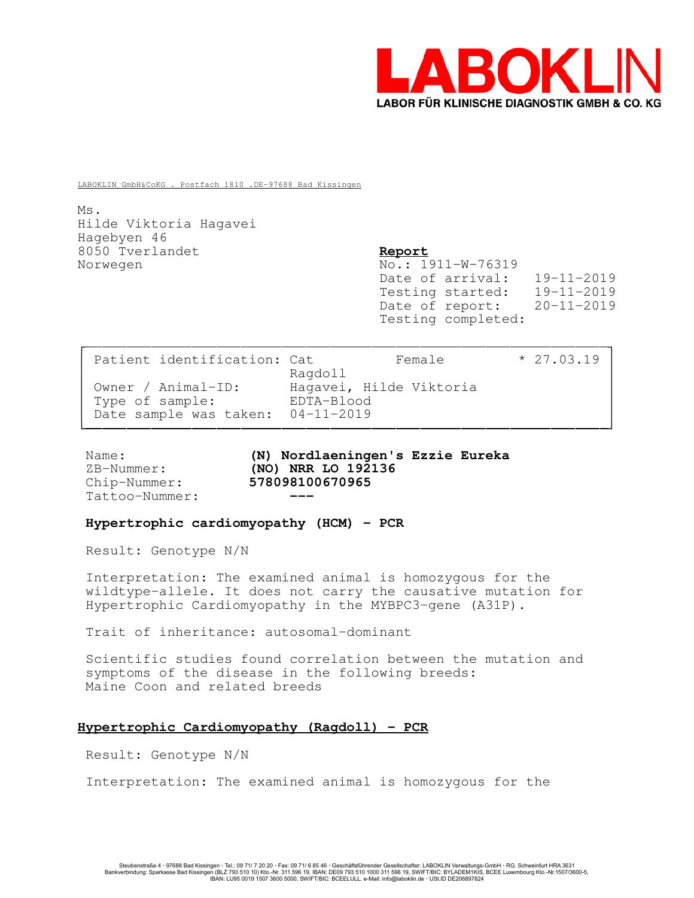# LABOKLIN

**LABOR FÜR KLINISCHE DIAGNOSTIK GMBH & CO. KG**

LABOKLIN GmbH&CoKG . Postfach 1810 .DE-97688 Bad Kissingen

Ms.
Hilde Viktoria Hagavei
Hagebyen 46
8050 Tverlandet
Norwegen

**Report**
No.: 1911-W-76319
Date of arrival: 19-11-2019
Testing started: 19-11-2019
Date of report: 20-11-2019
Testing completed:

| | | | |
|---|---|---|---|
| Patient identification: | Cat Ragdoll | Female | * 27.03.19 |
| Owner / Animal-ID: | Hagavei, Hilde Viktoria | | |
| Type of sample: | EDTA-Blood | | |
| Date sample was taken: | 04-11-2019 | | |

Name: **(N) Nordlaeningen's Ezzie Eureka**
ZB-Nummer: **(NO) NRR LO 192136**
Chip-Nummer: **578098100670965**
Tattoo-Nummer: **---**

**Hypertrophic cardiomyopathy (HCM) - PCR**

Result: Genotype N/N

Interpretation: The examined animal is homozygous for the wildtype-allele. It does not carry the causative mutation for Hypertrophic Cardiomyopathy in the MYBPC3-gene (A31P).

Trait of inheritance: autosomal-dominant

Scientific studies found correlation between the mutation and symptoms of the disease in the following breeds:
Maine Coon and related breeds

**Hypertrophic Cardiomyopathy (Ragdoll) - PCR**

Result: Genotype N/N

Interpretation: The examined animal is homozygous for the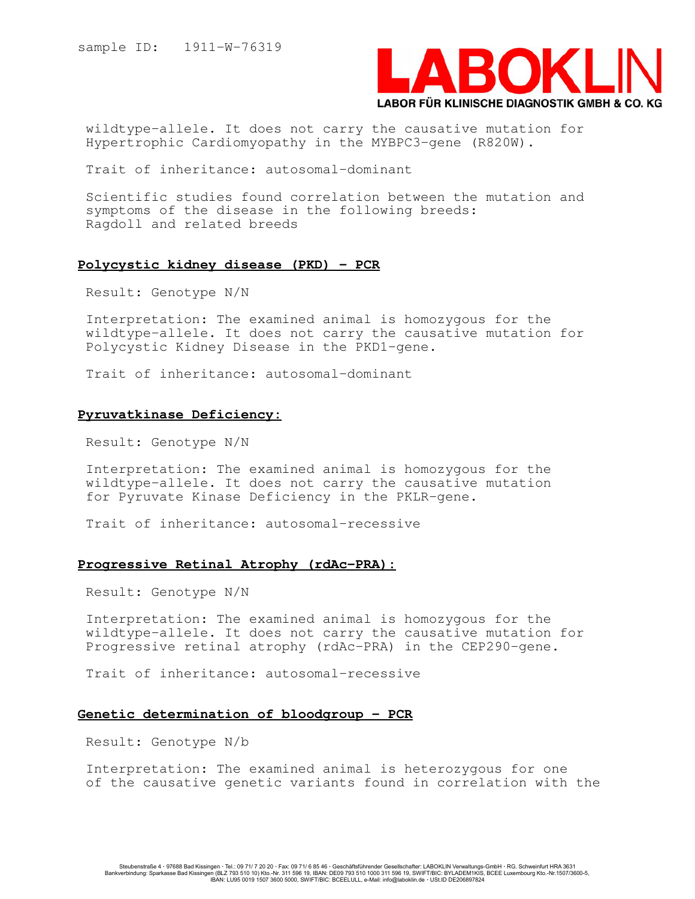wildtype-allele. It does not carry the causative mutation for Hypertrophic Cardiomyopathy in the MYBPC3-gene (R820W).

Trait of inheritance: autosomal-dominant

Scientific studies found correlation between the mutation and symptoms of the disease in the following breeds:
Ragdoll and related breeds

## Polycystic kidney disease (PKD) - PCR

Result: Genotype N/N

Interpretation: The examined animal is homozygous for the wildtype-allele. It does not carry the causative mutation for Polycystic Kidney Disease in the PKD1-gene.

Trait of inheritance: autosomal-dominant

## Pyruvatkinase Deficiency:

Result: Genotype N/N

Interpretation: The examined animal is homozygous for the wildtype-allele. It does not carry the causative mutation for Pyruvate Kinase Deficiency in the PKLR-gene.

Trait of inheritance: autosomal-recessive

## Progressive Retinal Atrophy (rdAc-PRA):

Result: Genotype N/N

Interpretation: The examined animal is homozygous for the wildtype-allele. It does not carry the causative mutation for Progressive retinal atrophy (rdAc-PRA) in the CEP290-gene.

Trait of inheritance: autosomal-recessive

## Genetic determination of bloodgroup - PCR

Result: Genotype N/b

Interpretation: The examined animal is heterozygous for one of the causative genetic variants found in correlation with the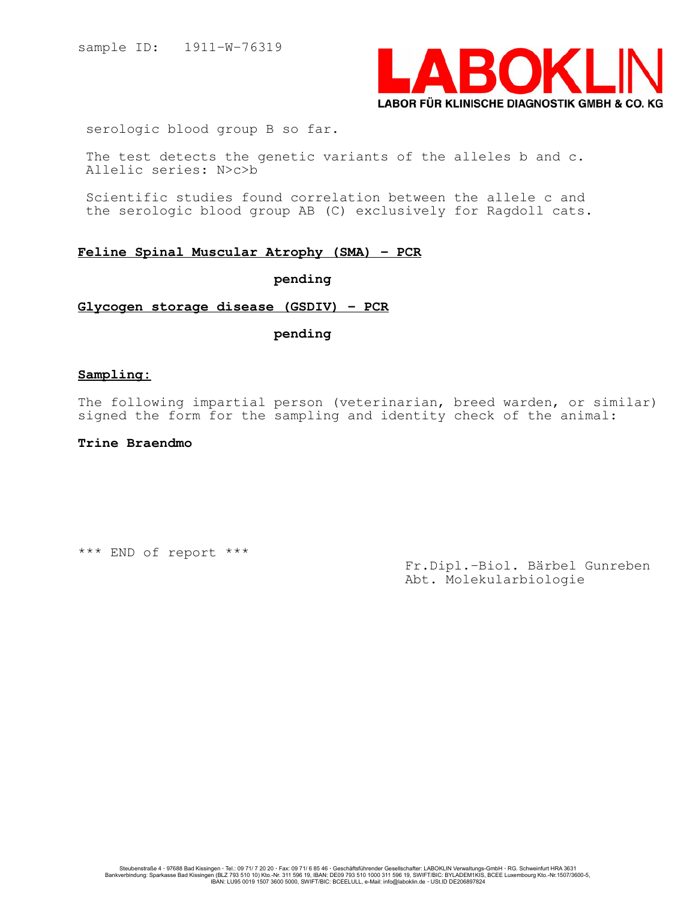sample ID: 1911-W-76319

serologic blood group B so far.

The test detects the genetic variants of the alleles b and c.
Allelic series: N>c>b

Scientific studies found correlation between the allele c and the serologic blood group AB (C) exclusively for Ragdoll cats.

**Feline Spinal Muscular Atrophy (SMA) - PCR**

**pending**

**Glycogen storage disease (GSDIV) - PCR**

**pending**

**Sampling:**

The following impartial person (veterinarian, breed warden, or similar) signed the form for the sampling and identity check of the animal:

**Trine Braendmo**

*** END of report ***

Fr.Dipl.-Biol. Bärbel Gunreben
Abt. Molekularbiologie